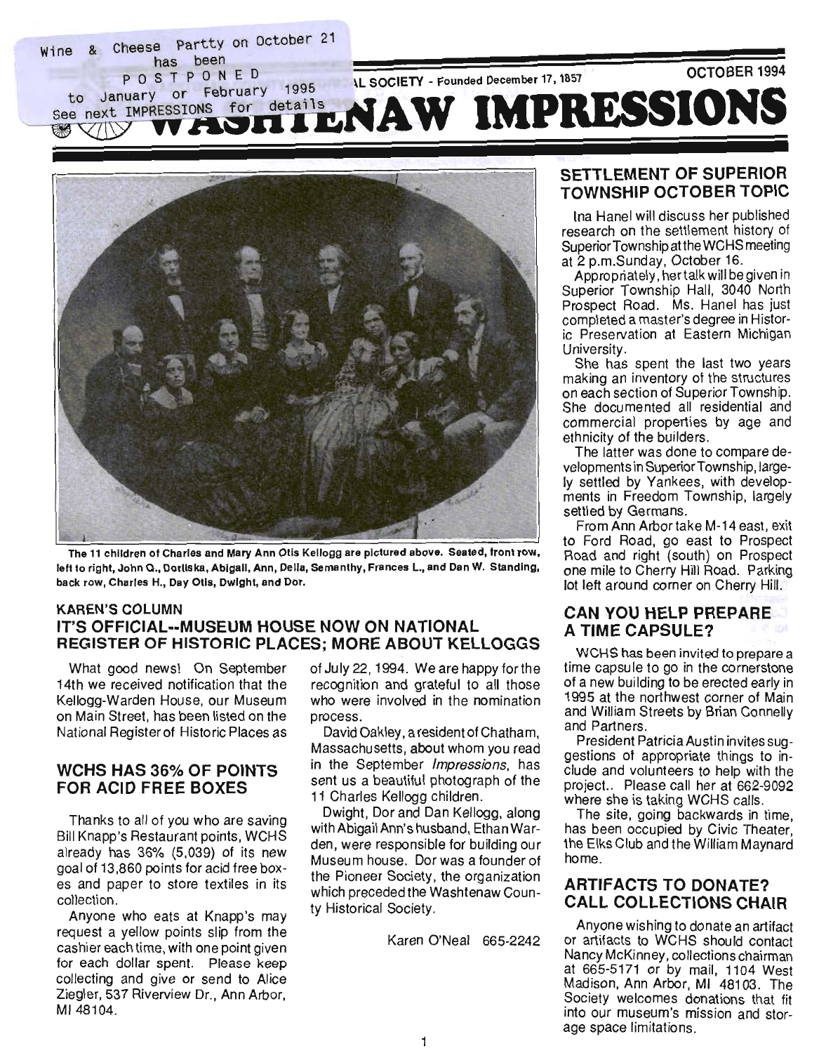Wine & Cheese Partty on October 21
has been
POSTPONED
to January or February 1995
See next IMPRESSIONS for details

WASHTENAW COUNTY HISTORICAL SOCIETY - Founded December 17, 1857 OCTOBER 1994

# WASHTENAW IMPRESSIONS

The 11 children of Charles and Mary Ann Otis Kellogg are pictured above. Seated, front row, left to right, John Q., Dorliska, Abigail, Ann, Delia, Semanthy, Frances L., and Dan W. Standing, back row, Charles H., Day Otis, Dwight, and Dor.

## KAREN'S COLUMN

## IT'S OFFICIAL--MUSEUM HOUSE NOW ON NATIONAL REGISTER OF HISTORIC PLACES; MORE ABOUT KELLOGGS

What good news! On September 14th we received notification that the Kellogg-Warden House, our Museum on Main Street, has been listed on the National Register of Historic Places as of July 22, 1994. We are happy for the recognition and grateful to all those who were involved in the nomination process.

David Oakley, a resident of Chatham, Massachusetts, about whom you read in the September *Impressions*, has sent us a beautiful photograph of the 11 Charles Kellogg children.

Dwight, Dor and Dan Kellogg, along with Abigail Ann's husband, Ethan Warden, were responsible for building our Museum house. Dor was a founder of the Pioneer Society, the organization which preceded the Washtenaw County Historical Society.

Karen O'Neal 665-2242

## WCHS HAS 36% OF POINTS FOR ACID FREE BOXES

Thanks to all of you who are saving Bill Knapp's Restaurant points, WCHS already has 36% (5,039) of its new goal of 13,860 points for acid free boxes and paper to store textiles in its collection.

Anyone who eats at Knapp's may request a yellow points slip from the cashier each time, with one point given for each dollar spent. Please keep collecting and give or send to Alice Ziegler, 537 Riverview Dr., Ann Arbor, MI 48104.

## SETTLEMENT OF SUPERIOR TOWNSHIP OCTOBER TOPIC

Ina Hanel will discuss her published research on the settlement history of Superior Township at the WCHS meeting at 2 p.m. Sunday, October 16.

Appropriately, her talk will be given in Superior Township Hall, 3040 North Prospect Road. Ms. Hanel has just completed a master's degree in Historic Preservation at Eastern Michigan University.

She has spent the last two years making an inventory of the structures on each section of Superior Township. She documented all residential and commercial properties by age and ethnicity of the builders.

The latter was done to compare developments in Superior Township, largely settled by Yankees, with developments in Freedom Township, largely settled by Germans.

From Ann Arbor take M-14 east, exit to Ford Road, go east to Prospect Road and right (south) on Prospect one mile to Cherry Hill Road. Parking lot left around corner on Cherry Hill.

## CAN YOU HELP PREPARE A TIME CAPSULE?

WCHS has been invited to prepare a time capsule to go in the cornerstone of a new building to be erected early in 1995 at the northwest corner of Main and William Streets by Brian Connelly and Partners.

President Patricia Austin invites suggestions of appropriate things to include and volunteers to help with the project.. Please call her at 662-9092 where she is taking WCHS calls.

The site, going backwards in time, has been occupied by Civic Theater, the Elks Club and the William Maynard home.

## ARTIFACTS TO DONATE? CALL COLLECTIONS CHAIR

Anyone wishing to donate an artifact or artifacts to WCHS should contact Nancy McKinney, collections chairman at 665-5171 or by mail, 1104 West Madison, Ann Arbor, MI 48103. The Society welcomes donations that fit into our museum's mission and storage space limitations.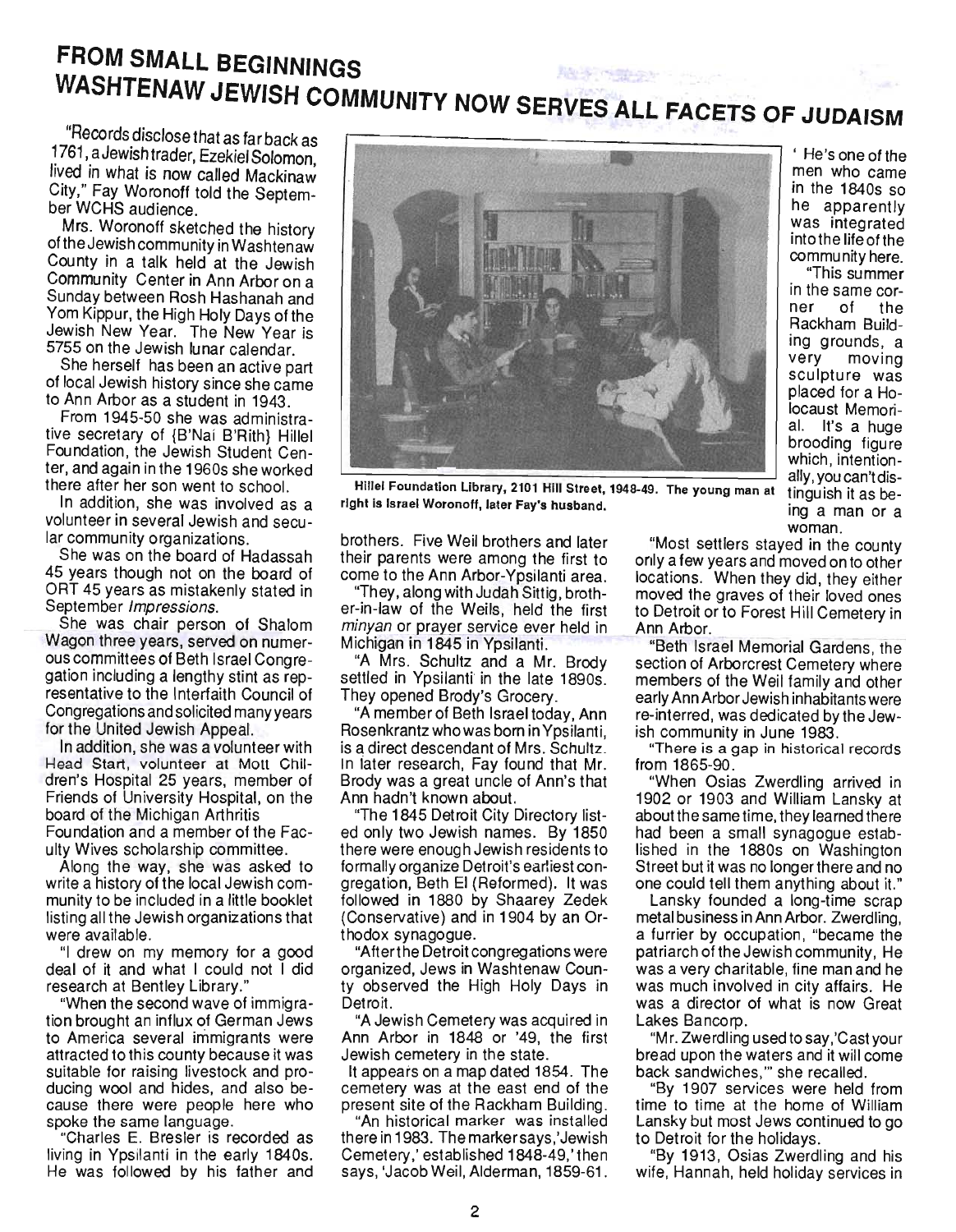# FROM SMALL BEGINNINGS
# WASHTENAW JEWISH COMMUNITY NOW SERVES ALL FACETS OF JUDAISM

"Records disclose that as far back as 1761, a Jewish trader, Ezekiel Solomon, lived in what is now called Mackinaw City," Fay Woronoff told the September WCHS audience.

Mrs. Woronoff sketched the history of the Jewish community in Washtenaw County in a talk held at the Jewish Community Center in Ann Arbor on a Sunday between Rosh Hashanah and Yom Kippur, the High Holy Days of the Jewish New Year. The New Year is 5755 on the Jewish lunar calendar.

She herself has been an active part of local Jewish history since she came to Ann Arbor as a student in 1943.

From 1945-50 she was administrative secretary of {B'Nai B'Rith} Hillel Foundation, the Jewish Student Center, and again in the 1960s she worked there after her son went to school.

In addition, she was involved as a volunteer in several Jewish and secular community organizations.

She was on the board of Hadassah 45 years though not on the board of ORT 45 years as mistakenly stated in September *Impressions*.

She was chair person of Shalom Wagon three years, served on numerous committees of Beth Israel Congregation including a lengthy stint as representative to the Interfaith Council of Congregations and solicited many years for the United Jewish Appeal.

In addition, she was a volunteer with Head Start, volunteer at Mott Children's Hospital 25 years, member of Friends of University Hospital, on the board of the Michigan Arthritis Foundation and a member of the Faculty Wives scholarship committee.

Along the way, she was asked to write a history of the local Jewish community to be included in a little booklet listing all the Jewish organizations that were available.

"I drew on my memory for a good deal of it and what I could not I did research at Bentley Library."

"When the second wave of immigration brought an influx of German Jews to America several immigrants were attracted to this county because it was suitable for raising livestock and producing wool and hides, and also because there were people here who spoke the same language.

"Charles E. Bresler is recorded as living in Ypsilanti in the early 1840s. He was followed by his father and brothers. Five Weil brothers and later their parents were among the first to come to the Ann Arbor-Ypsilanti area.

"They, along with Judah Sittig, brother-in-law of the Weils, held the first *minyan* or prayer service ever held in Michigan in 1845 in Ypsilanti.

"A Mrs. Schultz and a Mr. Brody settled in Ypsilanti in the late 1890s. They opened Brody's Grocery.

"A member of Beth Israel today, Ann Rosenkrantz who was born in Ypsilanti, is a direct descendant of Mrs. Schultz. In later research, Fay found that Mr. Brody was a great uncle of Ann's that Ann hadn't known about.

"The 1845 Detroit City Directory listed only two Jewish names. By 1850 there were enough Jewish residents to formally organize Detroit's earliest congregation, Beth El (Reformed). It was followed in 1880 by Shaarey Zedek (Conservative) and in 1904 by an Orthodox synagogue.

"After the Detroit congregations were organized, Jews in Washtenaw County observed the High Holy Days in Detroit.

"A Jewish Cemetery was acquired in Ann Arbor in 1848 or '49, the first Jewish cemetery in the state.

It appears on a map dated 1854. The cemetery was at the east end of the present site of the Rackham Building.

"An historical marker was installed there in 1983. The marker says,'Jewish Cemetery,' established 1848-49,' then says, 'Jacob Weil, Alderman, 1859-61.' He's one of the men who came in the 1840s so he apparently was integrated into the life of the community here.

Hillel Foundation Library, 2101 Hill Street, 1948-49. The young man at right is Israel Woronoff, later Fay's husband.

"This summer in the same corner of the Rackham Building grounds, a very moving sculpture was placed for a Holocaust Memorial. It's a huge brooding figure which, intentionally, you can't distinguish it as being a man or a woman.

"Most settlers stayed in the county only a few years and moved on to other locations. When they did, they either moved the graves of their loved ones to Detroit or to Forest Hill Cemetery in Ann Arbor.

"Beth Israel Memorial Gardens, the section of Arborcrest Cemetery where members of the Weil family and other early Ann Arbor Jewish inhabitants were re-interred, was dedicated by the Jewish community in June 1983.

"There is a gap in historical records from 1865-90.

"When Osias Zwerdling arrived in 1902 or 1903 and William Lansky at about the same time, they learned there had been a small synagogue established in the 1880s on Washington Street but it was no longer there and no one could tell them anything about it."

Lansky founded a long-time scrap metal business in Ann Arbor. Zwerdling, a furrier by occupation, "became the patriarch of the Jewish community, He was a very charitable, fine man and he was much involved in city affairs. He was a director of what is now Great Lakes Bancorp.

"Mr. Zwerdling used to say,'Cast your bread upon the waters and it will come back sandwiches,'" she recalled.

"By 1907 services were held from time to time at the home of William Lansky but most Jews continued to go to Detroit for the holidays.

"By 1913, Osias Zwerdling and his wife, Hannah, held holiday services in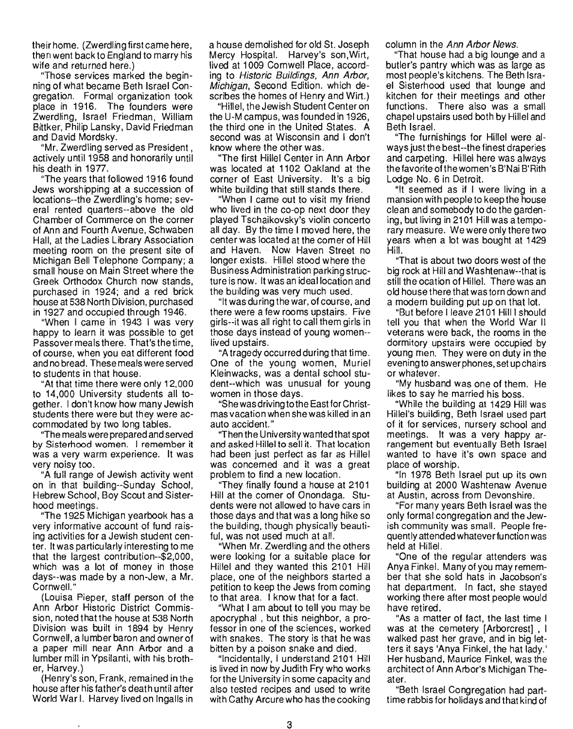their home. (Zwerdling first came here, then went back to England to marry his wife and returned here.)

"Those services marked the beginning of what became Beth Israel Congregation. Formal organization took place in 1916. The founders were Zwerdling, Israel Friedman, William Bittker, Philip Lansky, David Friedman and David Mordsky.

"Mr. Zwerdling served as President, actively until 1958 and honorarily until his death in 1977.

"The years that followed 1916 found Jews worshipping at a succession of locations--the Zwerdling's home; several rented quarters--above the old Chamber of Commerce on the corner of Ann and Fourth Avenue, Schwaben Hall, at the Ladies Library Association meeting room on the present site of Michigan Bell Telephone Company; a small house on Main Street where the Greek Orthodox Church now stands, purchased in 1924; and a red brick house at 538 North Division, purchased in 1927 and occupied through 1946.

"When I came in 1943 I was very happy to learn it was possible to get Passover meals there. That's the time, of course, when you eat different food and no bread. These meals were served to students in that house.

"At that time there were only 12,000 to 14,000 University students all together. I don't know how many Jewish students there were but they were accommodated by two long tables.

"The meals were prepared and served by Sisterhood women. I remember it was a very warm experience. It was very noisy too.

"A full range of Jewish activity went on in that building--Sunday School, Hebrew School, Boy Scout and Sisterhood meetings.

"The 1925 Michigan yearbook has a very informative account of fund raising activities for a Jewish student center. It was particularly interesting to me that the largest contribution--$2,000, which was a lot of money in those days--was made by a non-Jew, a Mr. Cornwell."

(Louisa Pieper, staff person of the Ann Arbor Historic District Commission, noted that the house at 538 North Division was built in 1894 by Henry Cornwell, a lumber baron and owner of a paper mill near Ann Arbor and a lumber mill in Ypsilanti, with his brother, Harvey.)

(Henry's son, Frank, remained in the house after his father's death until after World War I. Harvey lived on Ingalls in a house demolished for old St. Joseph Mercy Hospital. Harvey's son, Wirt, lived at 1009 Cornwell Place, according to *Historic Buildings, Ann Arbor, Michigan*, Second Edition. which describes the homes of Henry and Wirt.)

"Hillel, the Jewish Student Center on the U-M campus, was founded in 1926, the third one in the United States. A second was at Wisconsin and I don't know where the other was.

"The first Hillel Center in Ann Arbor was located at 1102 Oakland at the corner of East University. It's a big white building that still stands there.

"When I came out to visit my friend who lived in the co-op next door they played Tschaikovsky's violin concerto all day. By the time I moved here, the center was located at the corner of Hill and Haven. Now Haven Street no longer exists. Hillel stood where the Business Administration parking structure is now. It was an ideal location and the building was very much used.

"It was during the war, of course, and there were a few rooms upstairs. Five girls--it was all right to call them girls in those days instead of young women--lived upstairs.

"A tragedy occurred during that time. One of the young women, Muriel Kleinwacks, was a dental school student--which was unusual for young women in those days.

"She was driving to the East for Christmas vacation when she was killed in an auto accident."

"Then the University wanted that spot and asked Hillel to sell it. That location had been just perfect as far as Hillel was concerned and it was a great problem to find a new location.

"They finally found a house at 2101 Hill at the corner of Onondaga. Students were not allowed to have cars in those days and that was a long hike so the building, though physically beautiful, was not used much at all.

"When Mr. Zwerdling and the others were looking for a suitable place for Hillel and they wanted this 2101 Hill place, one of the neighbors started a petition to keep the Jews from coming to that area. I know that for a fact.

"What I am about to tell you may be apocryphal , but this neighbor, a professor in one of the sciences, worked with snakes. The story is that he was bitten by a poison snake and died.

"Incidentally, I understand 2101 Hill is lived in now by Judith Fry who works for the University in some capacity and also tested recipes and used to write with Cathy Arcure who has the cooking column in the *Ann Arbor News*.

"That house had a big lounge and a butler's pantry which was as large as most people's kitchens. The Beth Israel Sisterhood used that lounge and kitchen for their meetings and other functions. There also was a small chapel upstairs used both by Hillel and Beth Israel.

"The furnishings for Hillel were always just the best--the finest draperies and carpeting. Hillel here was always the favorite of the women's B'Nai B'Rith Lodge No. 6 in Detroit.

"It seemed as if I were living in a mansion with people to keep the house clean and somebody to do the gardening, but living in 2101 Hill was a temporary measure. We were only there two years when a lot was bought at 1429 Hill.

"That is about two doors west of the big rock at Hill and Washtenaw--that is still the ocation of Hillel. There was an old house there that was torn down and a modern building put up on that lot.

"But before I leave 2101 Hill I should tell you that when the World War II veterans were back, the rooms in the dormitory upstairs were occupied by young men. They were on duty in the evening to answer phones, set up chairs or whatever.

"My husband was one of them. He likes to say he married his boss.

"While the building at 1429 Hill was Hillel's building, Beth Israel used part of it for services, nursery school and meetings. It was a very happy arrangement but eventually Beth Israel wanted to have it's own space and place of worship.

"In 1978 Beth Israel put up its own building at 2000 Washtenaw Avenue at Austin, across from Devonshire.

"For many years Beth Israel was the only formal congregation and the Jewish community was small. People frequently attended whatever function was held at Hillel.

"One of the regular attenders was Anya Finkel. Many of you may remember that she sold hats in Jacobson's hat department. In fact, she stayed working there after most people would have retired.

"As a matter of fact, the last time I was at the cemetery [Arborcrest] , I walked past her grave, and in big letters it says 'Anya Finkel, the hat lady.' Her husband, Maurice Finkel, was the architect of Ann Arbor's Michigan Theater.

"Beth Israel Congregation had part-time rabbis for holidays and that kind of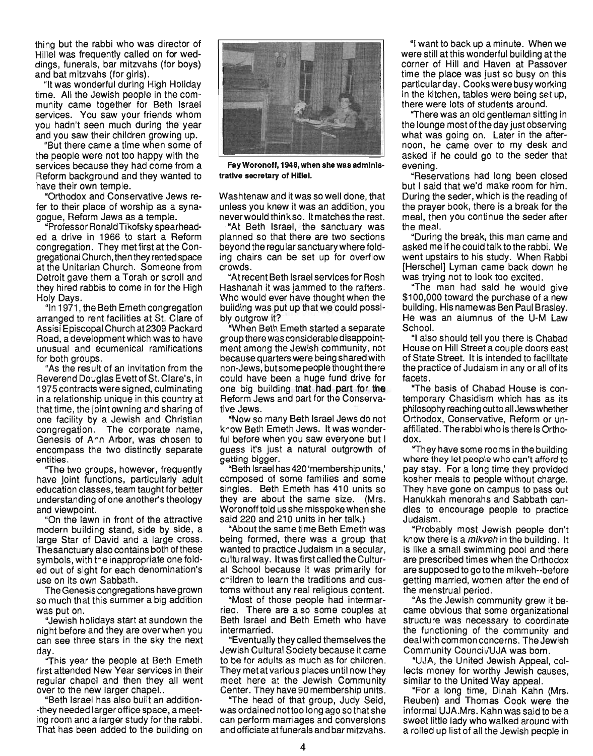thing but the rabbi who was director of Hillel was frequently called on for weddings, funerals, bar mitzvahs (for boys) and bat mitzvahs (for girls).

"It was wonderful during High Holiday time. All the Jewish people in the community came together for Beth Israel services. You saw your friends whom you hadn't seen much during the year and you saw their children growing up.

"But there came a time when some of the people were not too happy with the services because they had come from a Reform background and they wanted to have their own temple.

"Orthodox and Conservative Jews refer to their place of worship as a synagogue, Reform Jews as a temple.

"Professor Ronald Tikofsky spearheaded a drive in 1966 to start a Reform congregation. They met first at the Congregational Church, then they rented space at the Unitarian Church. Someone from Detroit gave them a Torah or scroll and they hired rabbis to come in for the High Holy Days.

"In 1971, the Beth Emeth congregation arranged to rent facilities at St. Clare of Assisi Episcopal Church at 2309 Packard Road, a development which was to have unusual and ecumenical ramifications for both groups.

"As the result of an invitation from the Reverend Douglas Evett of St. Clare's, in 1975 contracts were signed, culminating in a relationship unique in this country at that time, the joint owning and sharing of one facility by a Jewish and Christian congregation. The corporate name, Genesis of Ann Arbor, was chosen to encompass the two distinctly separate entities.

"The two groups, however, frequently have joint functions, particularly adult education classes, team taught for better understanding of one another's theology and viewpoint.

"On the lawn in front of the attractive modern building stand, side by side, a large Star of David and a large cross. The sanctuary also contains both of these symbols, with the inappropriate one folded out of sight for each denomination's use on its own Sabbath.

The Genesis congregations have grown so much that this summer a big addition was put on.

"Jewish holidays start at sundown the night before and they are over when you can see three stars in the sky the next day.

"This year the people at Beth Emeth first attended New Year services in their regular chapel and then they all went over to the new larger chapel..

"Beth Israel has also built an addition--they needed larger office space, a meeting room and a larger study for the rabbi. That has been added to the building on Washtenaw and it was so well done, that unless you knew it was an addition, you never would think so. It matches the rest.

"At Beth Israel, the sanctuary was planned so that there are two sections beyond the regular sanctuary where folding chairs can be set up for overflow crowds.

"At recent Beth Israel services for Rosh Hashanah it was jammed to the rafters. Who would ever have thought when the building was put up that we could possibly outgrow it?

"When Beth Emeth started a separate group there was considerable disappointment among the Jewish community, not because quarters were being shared with non-Jews, but some people thought there could have been a huge fund drive for one big building that had part for the Reform Jews and part for the Conservative Jews.

"Now so many Beth Israel Jews do not know Beth Emeth Jews. It was wonderful before when you saw everyone but I guess it's just a natural outgrowth of getting bigger.

"Beth Israel has 420 'membership units,' composed of some families and some singles. Beth Emeth has 410 units so they are about the same size. (Mrs. Woronoff told us she misspoke when she said 220 and 210 units in her talk.)

"About the same time Beth Emeth was being formed, there was a group that wanted to practice Judaism in a secular, cultural way. It was first called the Cultural School because it was primarily for children to learn the traditions and customs without any real religious content.

"Most of those people had intermarried. There are also some couples at Beth Israel and Beth Emeth who have intermarried.

"Eventually they called themselves the Jewish Cultural Society because it came to be for adults as much as for children. They met at various places until now they meet here at the Jewish Community Center. They have 90 membership units.

"The head of that group, Judy Seid, was ordained not too long ago so that she can perform marriages and conversions and officiate at funerals and bar mitzvahs.

**Fay Woronoff, 1948, when she was administrative secretary of Hillel.**

"I want to back up a minute. When we were still at this wonderful building at the corner of Hill and Haven at Passover time the place was just so busy on this particular day. Cooks were busy working in the kitchen, tables were being set up, there were lots of students around.

"There was an old gentleman sitting in the lounge most of the day just observing what was going on. Later in the afternoon, he came over to my desk and asked if he could go to the seder that evening.

"Reservations had long been closed but I said that we'd make room for him. During the seder, which is the reading of the prayer book, there is a break for the meal, then you continue the seder after the meal.

"During the break, this man came and asked me if he could talk to the rabbi. We went upstairs to his study. When Rabbi [Herschel] Lyman came back down he was trying not to look too excited.

"The man had said he would give $100,000 toward the purchase of a new building. His name was Ben Paul Brasley. He was an alumnus of the U-M Law School.

"I also should tell you there is Chabad House on Hill Street a couple doors east of State Street. It is intended to facilitate the practice of Judaism in any or all of its facets.

"The basis of Chabad House is contemporary Chasidism which has as its philosophy reaching out to all Jews whether Orthodox, Conservative, Reform or unaffiliated. The rabbi who is there is Orthodox.

"They have some rooms in the building where they let people who can't afford to pay stay. For a long time they provided kosher meals to people without charge. They have gone on campus to pass out Hanukkah menorahs and Sabbath candles to encourage people to practice Judaism.

"Probably most Jewish people don't know there is a *mikveh* in the building. It is like a small swimming pool and there are prescribed times when the Orthodox are supposed to go to the mikveh--before getting married, women after the end of the menstrual period.

"As the Jewish community grew it became obvious that some organizational structure was necessary to coordinate the functioning of the community and deal with common concerns. The Jewish Community Council/UJA was born.

"UJA, the United Jewish Appeal, collects money for worthy Jewish causes, similar to the United Way appeal.

"For a long time, Dinah Kahn (Mrs. Reuben) and Thomas Cook were the informal UJA. Mrs. Kahn was said to be a sweet little lady who walked around with a rolled up list of all the Jewish people in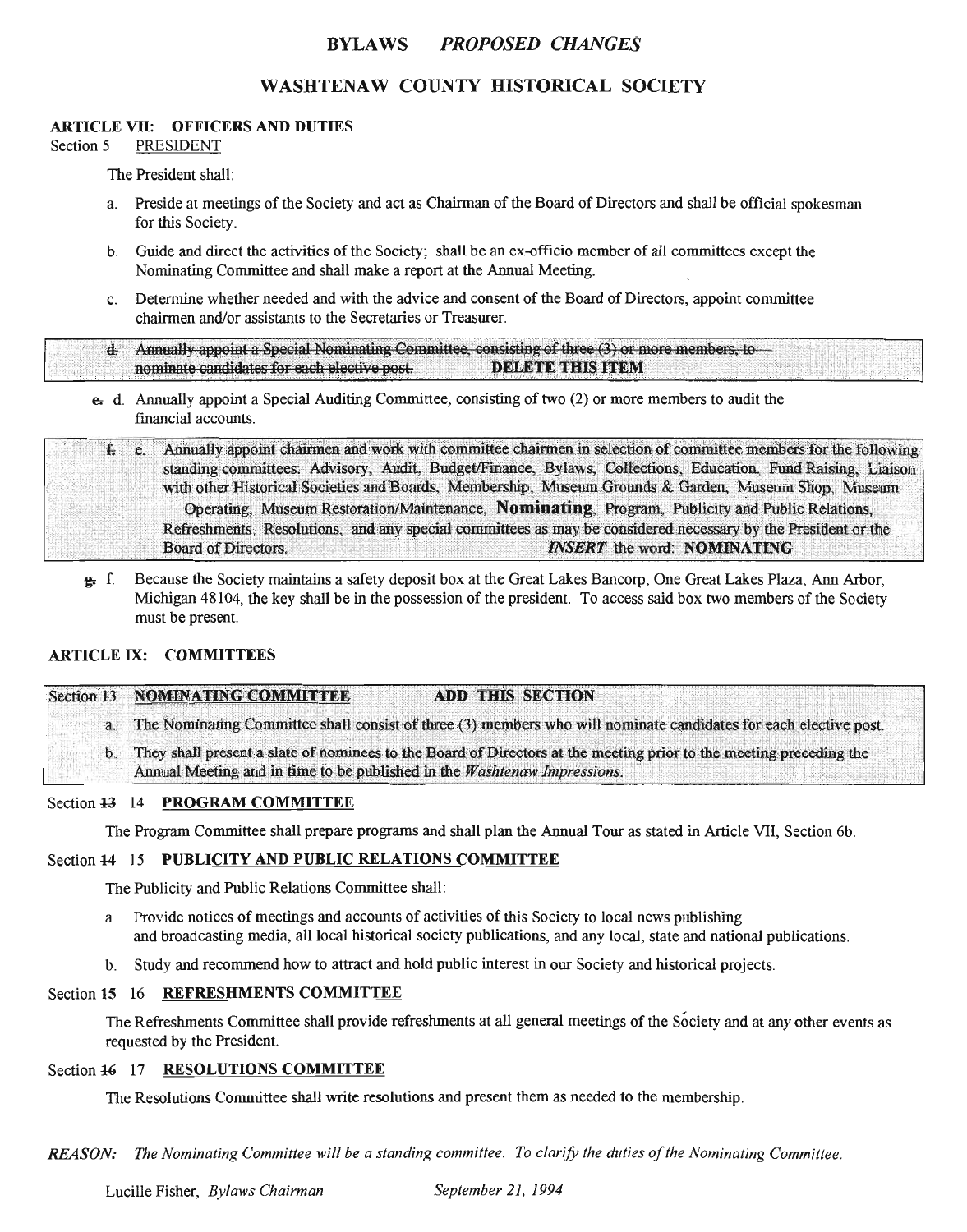# BYLAWS *PROPOSED CHANGES*

## WASHTENAW COUNTY HISTORICAL SOCIETY

### ARTICLE VII: OFFICERS AND DUTIES

Section 5 PRESIDENT

The President shall:

a. Preside at meetings of the Society and act as Chairman of the Board of Directors and shall be official spokesman for this Society.

b. Guide and direct the activities of the Society; shall be an ex-officio member of all committees except the Nominating Committee and shall make a report at the Annual Meeting.

c. Determine whether needed and with the advice and consent of the Board of Directors, appoint committee chairmen and/or assistants to the Secretaries or Treasurer.

~~d. Annually appoint a Special Nominating Committee, consisting of three (3) or more members, to nominate candidates for each elective post.~~ **DELETE THIS ITEM**

~~e.~~ d. Annually appoint a Special Auditing Committee, consisting of two (2) or more members to audit the financial accounts.

~~f.~~ e. Annually appoint chairmen and work with committee chairmen in selection of committee members for the following standing committees: Advisory, Audit, Budget/Finance, Bylaws, Collections, Education, Fund Raising, Liaison with other Historical Societies and Boards, Membership, Museum Grounds & Garden, Museum Shop, Museum Operating, Museum Restoration/Maintenance, **Nominating**, Program, Publicity and Public Relations, Refreshments, Resolutions, and any special committees as may be considered necessary by the President or the Board of Directors. ***INSERT*** the word: **NOMINATING**

~~g.~~ f. Because the Society maintains a safety deposit box at the Great Lakes Bancorp, One Great Lakes Plaza, Ann Arbor, Michigan 48104, the key shall be in the possession of the president. To access said box two members of the Society must be present.

### ARTICLE IX: COMMITTEES

Section 13 **NOMINATING COMMITTEE** **ADD THIS SECTION**

a. The Nominating Committee shall consist of three (3) members who will nominate candidates for each elective post.

b. They shall present a slate of nominees to the Board of Directors at the meeting prior to the meeting preceding the Annual Meeting and in time to be published in the *Washtenaw Impressions*.

Section ~~13~~ 14 **PROGRAM COMMITTEE**

The Program Committee shall prepare programs and shall plan the Annual Tour as stated in Article VII, Section 6b.

Section ~~14~~ 15 **PUBLICITY AND PUBLIC RELATIONS COMMITTEE**

The Publicity and Public Relations Committee shall:

a. Provide notices of meetings and accounts of activities of this Society to local news publishing and broadcasting media, all local historical society publications, and any local, state and national publications.

b. Study and recommend how to attract and hold public interest in our Society and historical projects.

Section ~~15~~ 16 **REFRESHMENTS COMMITTEE**

The Refreshments Committee shall provide refreshments at all general meetings of the Society and at any other events as requested by the President.

Section ~~16~~ 17 **RESOLUTIONS COMMITTEE**

The Resolutions Committee shall write resolutions and present them as needed to the membership.

***REASON:*** *The Nominating Committee will be a standing committee. To clarify the duties of the Nominating Committee.*

Lucille Fisher, *Bylaws Chairman* *September 21, 1994*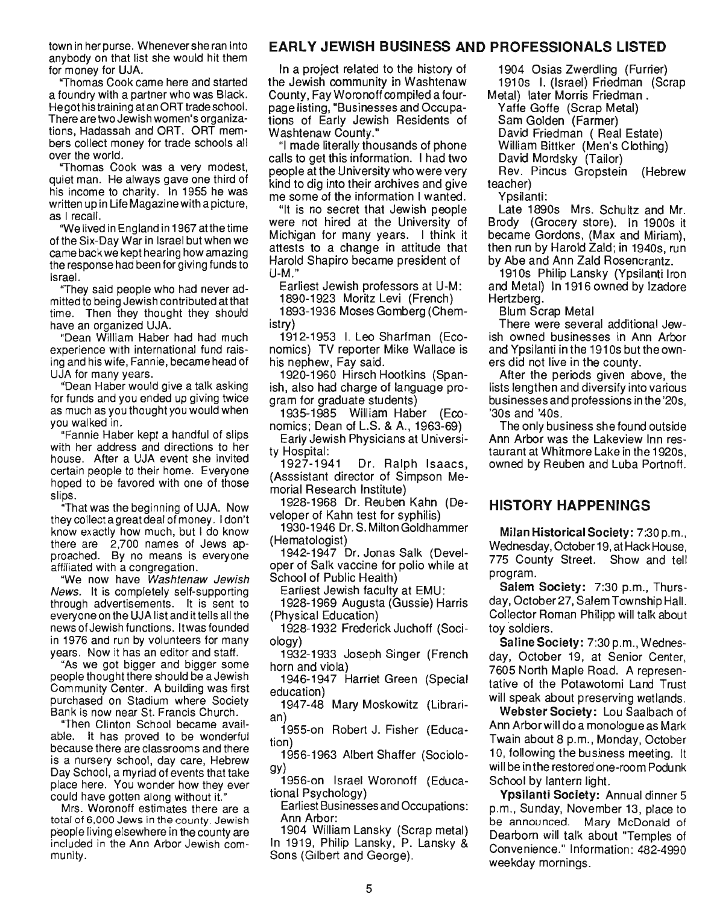town in her purse. Whenever she ran into anybody on that list she would hit them for money for UJA.

"Thomas Cook came here and started a foundry with a partner who was Black. He got his training at an ORT trade school. There are two Jewish women's organizations, Hadassah and ORT. ORT members collect money for trade schools all over the world.

"Thomas Cook was a very modest, quiet man. He always gave one third of his income to charity. In 1955 he was written up in Life Magazine with a picture, as I recall.

"We lived in England in 1967 at the time of the Six-Day War in Israel but when we came back we kept hearing how amazing the response had been for giving funds to Israel.

"They said people who had never admitted to being Jewish contributed at that time. Then they thought they should have an organized UJA.

"Dean William Haber had had much experience with international fund raising and his wife, Fannie, became head of UJA for many years.

"Dean Haber would give a talk asking for funds and you ended up giving twice as much as you thought you would when you walked in.

"Fannie Haber kept a handful of slips with her address and directions to her house. After a UJA event she invited certain people to their home. Everyone hoped to be favored with one of those slips.

"That was the beginning of UJA. Now they collect a great deal of money. I don't know exactly how much, but I do know there are 2,700 names of Jews approached. By no means is everyone affiliated with a congregation.

"We now have *Washtenaw Jewish News*. It is completely self-supporting through advertisements. It is sent to everyone on the UJA list and it tells all the news of Jewish functions. It was founded in 1976 and run by volunteers for many years. Now it has an editor and staff.

"As we got bigger and bigger some people thought there should be a Jewish Community Center. A building was first purchased on Stadium where Society Bank is now near St. Francis Church.

"Then Clinton School became available. It has proved to be wonderful because there are classrooms and there is a nursery school, day care, Hebrew Day School, a myriad of events that take place here. You wonder how they ever could have gotten along without it."

Mrs. Woronoff estimates there are a total of 6,000 Jews in the county. Jewish people living elsewhere in the county are included in the Ann Arbor Jewish community.

## EARLY JEWISH BUSINESS AND PROFESSIONALS LISTED

In a project related to the history of the Jewish community in Washtenaw County, Fay Woronoff compiled a four-page listing, "Businesses and Occupations of Early Jewish Residents of Washtenaw County."

"I made literally thousands of phone calls to get this information. I had two people at the University who were very kind to dig into their archives and give me some of the information I wanted.

"It is no secret that Jewish people were not hired at the University of Michigan for many years. I think it attests to a change in attitude that Harold Shapiro became president of U-M."

Earliest Jewish professors at U-M:

1890-1923 Moritz Levi (French)

1893-1936 Moses Gomberg (Chemistry)

1912-1953 I. Leo Sharfman (Economics) TV reporter Mike Wallace is his nephew, Fay said.

1920-1960 Hirsch Hootkins (Spanish, also had charge of language program for graduate students)

1935-1985 William Haber (Economics; Dean of L.S. & A., 1963-69)

Early Jewish Physicians at University Hospital:

1927-1941 Dr. Ralph Isaacs, (Asssistant director of Simpson Memorial Research Institute)

1928-1968 Dr. Reuben Kahn (Developer of Kahn test for syphilis)

1930-1946 Dr. S. Milton Goldhammer (Hematologist)

1942-1947 Dr. Jonas Salk (Developer of Salk vaccine for polio while at School of Public Health)

Earliest Jewish faculty at EMU:

1928-1969 Augusta (Gussie) Harris (Physical Education)

1928-1932 Frederick Juchoff (Sociology)

1932-1933 Joseph Singer (French horn and viola)

1946-1947 Harriet Green (Special education)

1947-48 Mary Moskowitz (Librarian)

1955-on Robert J. Fisher (Education)

1956-1963 Albert Shaffer (Sociology)

1956-on Israel Woronoff (Educational Psychology)

Earliest Businesses and Occupations:

Ann Arbor:

1904 William Lansky (Scrap metal) In 1919, Philip Lansky, P. Lansky & Sons (Gilbert and George).

1904 Osias Zwerdling (Furrier)

1910s I. (Israel) Friedman (Scrap Metal) later Morris Friedman.

Yaffe Goffe (Scrap Metal)

Sam Golden (Farmer)

David Friedman (Real Estate)

William Bittker (Men's Clothing)

David Mordsky (Tailor)

Rev. Pincus Gropstein (Hebrew teacher)

Ypsilanti:

Late 1890s Mrs. Schultz and Mr. Brody (Grocery store). In 1900s it became Gordons, (Max and Miriam), then run by Harold Zald; in 1940s, run by Abe and Ann Zald Rosencrantz.

1910s Philip Lansky (Ypsilanti Iron and Metal) In 1916 owned by Izadore Hertzberg.

Blum Scrap Metal

There were several additional Jewish owned businesses in Ann Arbor and Ypsilanti in the 1910s but the owners did not live in the county.

After the periods given above, the lists lengthen and diversify into various businesses and professions in the '20s, '30s and '40s.

The only business she found outside Ann Arbor was the Lakeview Inn restaurant at Whitmore Lake in the 1920s, owned by Reuben and Luba Portnoff.

## HISTORY HAPPENINGS

**Milan Historical Society:** 7:30 p.m., Wednesday, October 19, at Hack House, 775 County Street. Show and tell program.

**Salem Society:** 7:30 p.m., Thursday, October 27, Salem Township Hall. Collector Roman Philipp will talk about toy soldiers.

**Saline Society:** 7:30 p.m., Wednesday, October 19, at Senior Center, 7605 North Maple Road. A representative of the Potawotomi Land Trust will speak about preserving wetlands.

**Webster Society:** Lou Saalbach of Ann Arbor will do a monologue as Mark Twain about 8 p.m., Monday, October 10, following the business meeting. It will be in the restored one-room Podunk School by lantern light.

**Ypsilanti Society:** Annual dinner 5 p.m., Sunday, November 13, place to be announced. Mary McDonald of Dearborn will talk about "Temples of Convenience." Information: 482-4990 weekday mornings.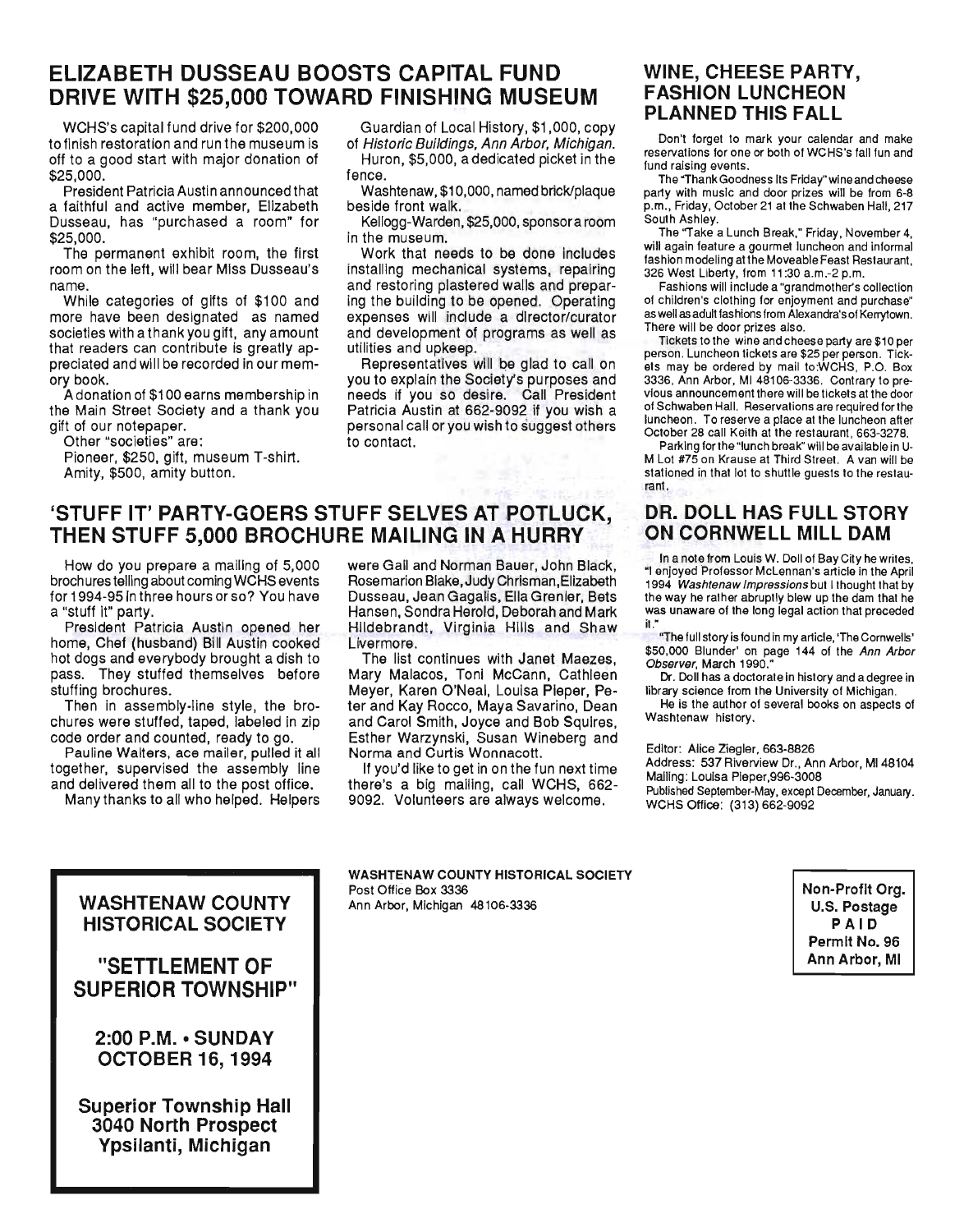## ELIZABETH DUSSEAU BOOSTS CAPITAL FUND DRIVE WITH $25,000 TOWARD FINISHING MUSEUM

WCHS's capital fund drive for $200,000 to finish restoration and run the museum is off to a good start with major donation of $25,000.

President Patricia Austin announced that a faithful and active member, Elizabeth Dusseau, has "purchased a room" for $25,000.

The permanent exhibit room, the first room on the left, will bear Miss Dusseau's name.

While categories of gifts of $100 and more have been designated as named societies with a thank you gift, any amount that readers can contribute is greatly appreciated and will be recorded in our memory book.

A donation of $100 earns membership in the Main Street Society and a thank you gift of our notepaper.

Other "societies" are:

Pioneer, $250, gift, museum T-shirt.

Amity, $500, amity button.

Guardian of Local History, $1,000, copy of *Historic Buildings, Ann Arbor, Michigan.*

Huron, $5,000, a dedicated picket in the fence.

Washtenaw, $10,000, named brick/plaque beside front walk.

Kellogg-Warden, $25,000, sponsor a room in the museum.

Work that needs to be done includes installing mechanical systems, repairing and restoring plastered walls and preparing the building to be opened. Operating expenses will include a director/curator and development of programs as well as utilities and upkeep.

Representatives will be glad to call on you to explain the Society's purposes and needs if you so desire. Call President Patricia Austin at 662-9092 if you wish a personal call or you wish to suggest others to contact.

## 'STUFF IT' PARTY-GOERS STUFF SELVES AT POTLUCK, THEN STUFF 5,000 BROCHURE MAILING IN A HURRY

How do you prepare a mailing of 5,000 brochures telling about coming WCHS events for 1994-95 in three hours or so? You have a "stuff it" party.

President Patricia Austin opened her home, Chef (husband) Bill Austin cooked hot dogs and everybody brought a dish to pass. They stuffed themselves before stuffing brochures.

Then in assembly-line style, the brochures were stuffed, taped, labeled in zip code order and counted, ready to go.

Pauline Walters, ace mailer, pulled it all together, supervised the assembly line and delivered them all to the post office.

Many thanks to all who helped. Helpers were Gail and Norman Bauer, John Black, Rosemarion Blake, Judy Chrisman, Elizabeth Dusseau, Jean Gagalis, Ella Grenier, Bets Hansen, Sondra Herold, Deborah and Mark Hildebrandt, Virginia Hills and Shaw Livermore.

The list continues with Janet Maezes, Mary Malacos, Toni McCann, Cathleen Meyer, Karen O'Neal, Louisa Pieper, Peter and Kay Rocco, Maya Savarino, Dean and Carol Smith, Joyce and Bob Squires, Esther Warzynski, Susan Wineberg and Norma and Curtis Wonnacott.

If you'd like to get in on the fun next time there's a big mailing, call WCHS, 662-9092. Volunteers are always welcome.

## WINE, CHEESE PARTY, FASHION LUNCHEON PLANNED THIS FALL

Don't forget to mark your calendar and make reservations for one or both of WCHS's fall fun and fund raising events.

The "Thank Goodness Its Friday" wine and cheese party with music and door prizes will be from 6-8 p.m., Friday, October 21 at the Schwaben Hall, 217 South Ashley.

The "Take a Lunch Break," Friday, November 4, will again feature a gourmet luncheon and informal fashion modeling at the Moveable Feast Restaurant, 326 West Liberty, from 11:30 a.m.-2 p.m.

Fashions will include a "grandmother's collection of children's clothing for enjoyment and purchase" as well as adult fashions from Alexandra's of Kerrytown. There will be door prizes also.

Tickets to the wine and cheese party are $10 per person. Luncheon tickets are $25 per person. Tickets may be ordered by mail to: WCHS, P.O. Box 3336, Ann Arbor, MI 48106-3336. Contrary to previous announcement there will be tickets at the door of Schwaben Hall. Reservations are required for the luncheon. To reserve a place at the luncheon after October 28 call Keith at the restaurant, 663-3278.

Parking for the "lunch break" will be available in U-M Lot #75 on Krause at Third Street. A van will be stationed in that lot to shuttle guests to the restaurant.

## DR. DOLL HAS FULL STORY ON CORNWELL MILL DAM

In a note from Louis W. Doll of Bay City he writes, "I enjoyed Professor McLennan's article in the April 1994 *Washtenaw Impressions* but I thought that by the way he rather abruptly blew up the dam that he was unaware of the long legal action that preceded it."

"The full story is found in my article, 'The Cornwells' $50,000 Blunder' on page 144 of the *Ann Arbor Observer*, March 1990."

Dr. Doll has a doctorate in history and a degree in library science from the University of Michigan.

He is the author of several books on aspects of Washtenaw history.

Editor: Alice Ziegler, 663-8826
Address: 537 Riverview Dr., Ann Arbor, MI 48104
Mailing: Louisa Pieper, 996-3008
Published September-May, except December, January.
WCHS Office: (313) 662-9092

**WASHTENAW COUNTY HISTORICAL SOCIETY**

**"SETTLEMENT OF SUPERIOR TOWNSHIP"**

**2:00 P.M. • SUNDAY OCTOBER 16, 1994**

**Superior Township Hall
3040 North Prospect
Ypsilanti, Michigan**

**WASHTENAW COUNTY HISTORICAL SOCIETY**
Post Office Box 3336
Ann Arbor, Michigan 48106-3336

**Non-Profit Org.
U.S. Postage
PAID
Permit No. 96
Ann Arbor, MI**